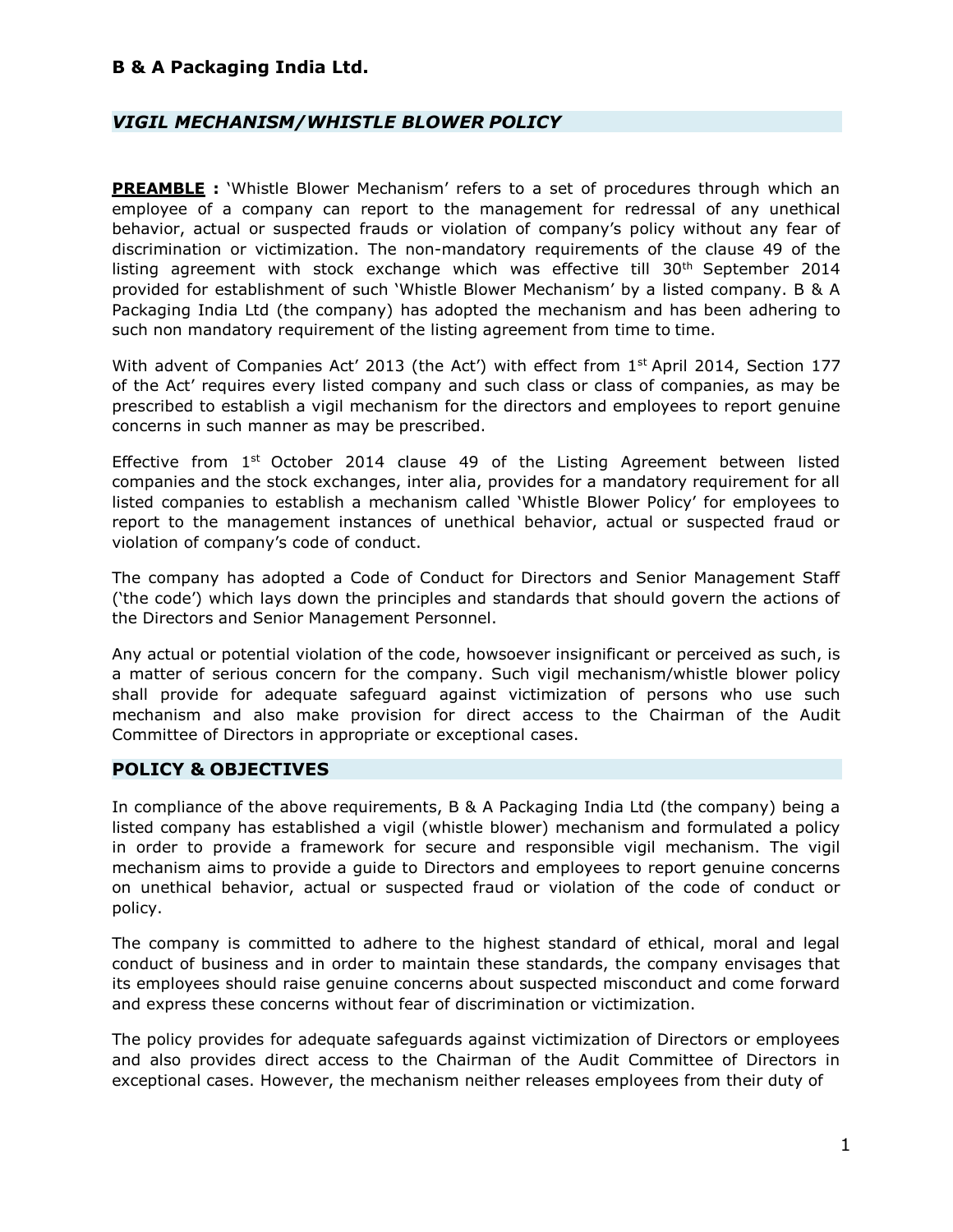**B & A Packaging India Ltd.**

## *VIGIL MECHANISM/WHISTLE BLOWER POLICY*

**PREAMBLE :** 'Whistle Blower Mechanism' refers to a set of procedures through which an employee of a company can report to the management for redressal of any unethical behavior, actual or suspected frauds or violation of company's policy without any fear of discrimination or victimization. The non-mandatory requirements of the clause 49 of the listing agreement with stock exchange which was effective till 30th September 2014 provided for establishment of such 'Whistle Blower Mechanism' by a listed company. B & A Packaging India Ltd (the company) has adopted the mechanism and has been adhering to such non mandatory requirement of the listing agreement from time to time.

With advent of Companies Act' 2013 (the Act') with effect from 1st April 2014, Section 177 of the Act' requires every listed company and such class or class of companies, as may be prescribed to establish a vigil mechanism for the directors and employees to report genuine concerns in such manner as may be prescribed.

Effective from 1st October 2014 clause 49 of the Listing Agreement between listed companies and the stock exchanges, inter alia, provides for a mandatory requirement for all listed companies to establish a mechanism called 'Whistle Blower Policy' for employees to report to the management instances of unethical behavior, actual or suspected fraud or violation of company's code of conduct.

The company has adopted a Code of Conduct for Directors and Senior Management Staff ('the code') which lays down the principles and standards that should govern the actions of the Directors and Senior Management Personnel.

Any actual or potential violation of the code, howsoever insignificant or perceived as such, is a matter of serious concern for the company. Such vigil mechanism/whistle blower policy shall provide for adequate safeguard against victimization of persons who use such mechanism and also make provision for direct access to the Chairman of the Audit Committee of Directors in appropriate or exceptional cases.

## POLICY & OBJECTIVES

In compliance of the above requirements, B & A Packaging India Ltd (the company) being a listed company has established a vigil (whistle blower) mechanism and formulated a policy in order to provide a framework for secure and responsible vigil mechanism. The vigil mechanism aims to provide a guide to Directors and employees to report genuine concerns on unethical behavior, actual or suspected fraud or violation of the code of conduct or policy.

The company is committed to adhere to the highest standard of ethical, moral and legal conduct of business and in order to maintain these standards, the company envisages that its employees should raise genuine concerns about suspected misconduct and come forward and express these concerns without fear of discrimination or victimization.

The policy provides for adequate safeguards against victimization of Directors or employees and also provides direct access to the Chairman of the Audit Committee of Directors in exceptional cases. However, the mechanism neither releases employees from their duty of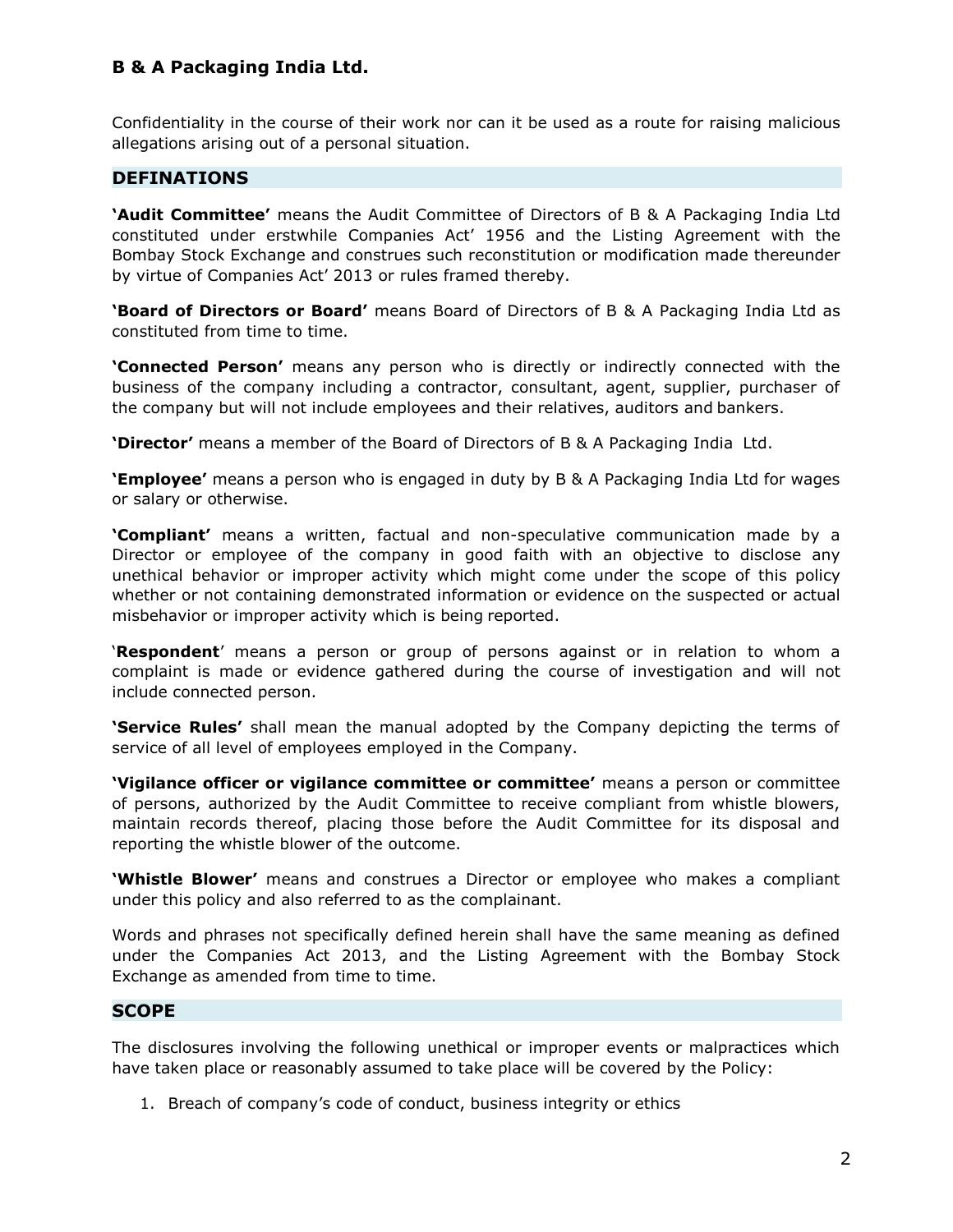Confidentiality in the course of their work nor can it be used as a route for raising malicious allegations arising out of a personal situation.

## DEFINATIONS

**'Audit Committee'** means the Audit Committee of Directors of B & A Packaging India Ltd constituted under erstwhile Companies Act' 1956 and the Listing Agreement with the Bombay Stock Exchange and construes such reconstitution or modification made thereunder by virtue of Companies Act' 2013 or rules framed thereby.

**'Board of Directors or Board'** means Board of Directors of B & A Packaging India Ltd as constituted from time to time.

**'Connected Person'** means any person who is directly or indirectly connected with the business of the company including a contractor, consultant, agent, supplier, purchaser of the company but will not include employees and their relatives, auditors and bankers.

**'Director'** means a member of the Board of Directors of B & A Packaging India Ltd.

**'Employee'** means a person who is engaged in duty by B & A Packaging India Ltd for wages or salary or otherwise.

**'Compliant'** means a written, factual and non-speculative communication made by a Director or employee of the company in good faith with an objective to disclose any unethical behavior or improper activity which might come under the scope of this policy whether or not containing demonstrated information or evidence on the suspected or actual misbehavior or improper activity which is being reported.

'**Respondent**' means a person or group of persons against or in relation to whom a complaint is made or evidence gathered during the course of investigation and will not include connected person.

**'Service Rules'** shall mean the manual adopted by the Company depicting the terms of service of all level of employees employed in the Company.

**'Vigilance officer or vigilance committee or committee'** means a person or committee of persons, authorized by the Audit Committee to receive compliant from whistle blowers, maintain records thereof, placing those before the Audit Committee for its disposal and reporting the whistle blower of the outcome.

**'Whistle Blower'** means and construes a Director or employee who makes a compliant under this policy and also referred to as the complainant.

Words and phrases not specifically defined herein shall have the same meaning as defined under the Companies Act 2013, and the Listing Agreement with the Bombay Stock Exchange as amended from time to time.

## SCOPE

The disclosures involving the following unethical or improper events or malpractices which have taken place or reasonably assumed to take place will be covered by the Policy:

1. Breach of company's code of conduct, business integrity or ethics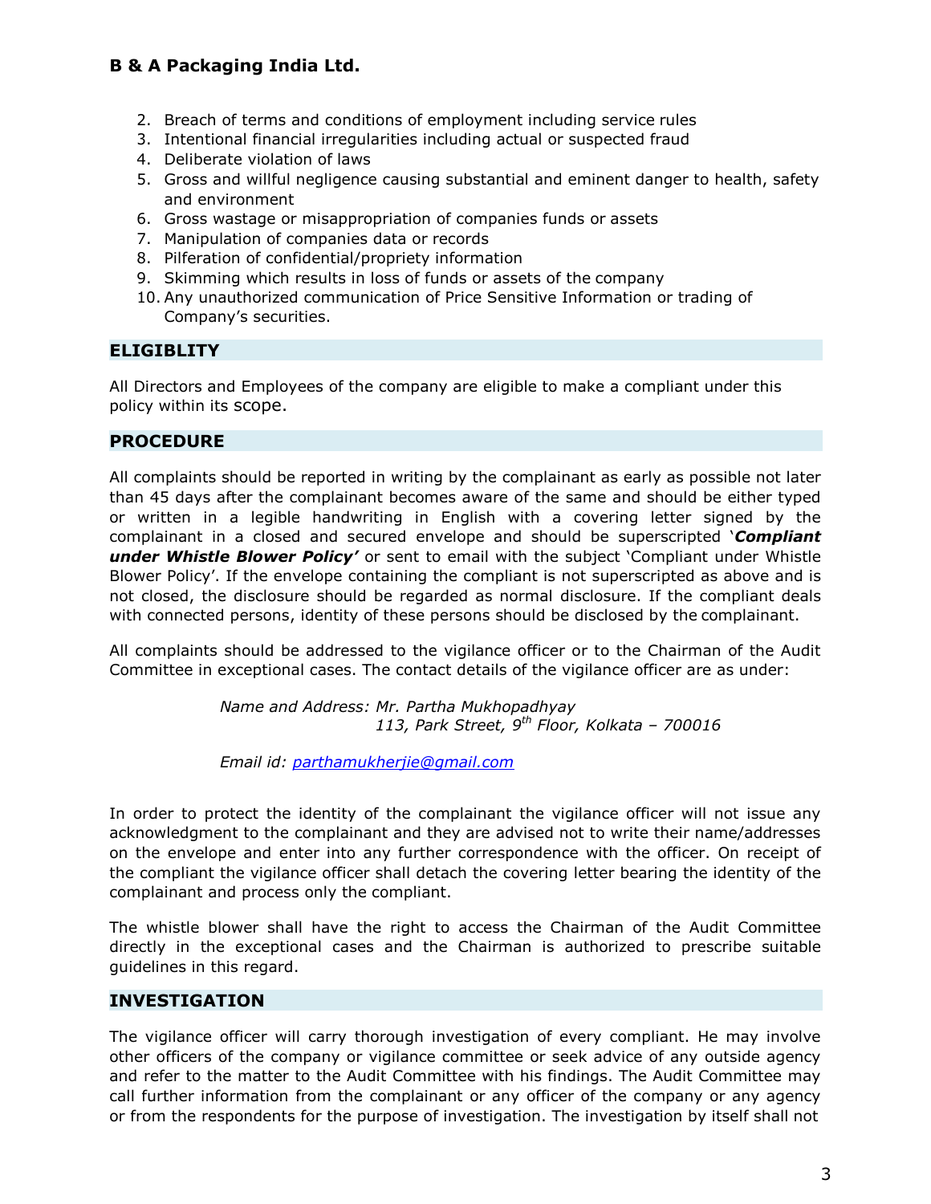2. Breach of terms and conditions of employment including service rules
3. Intentional financial irregularities including actual or suspected fraud
4. Deliberate violation of laws
5. Gross and willful negligence causing substantial and eminent danger to health, safety and environment
6. Gross wastage or misappropriation of companies funds or assets
7. Manipulation of companies data or records
8. Pilferation of confidential/propriety information
9. Skimming which results in loss of funds or assets of the company
10. Any unauthorized communication of Price Sensitive Information or trading of Company's securities.

## ELIGIBLITY

All Directors and Employees of the company are eligible to make a compliant under this policy within its scope.

## PROCEDURE

All complaints should be reported in writing by the complainant as early as possible not later than 45 days after the complainant becomes aware of the same and should be either typed or written in a legible handwriting in English with a covering letter signed by the complainant in a closed and secured envelope and should be superscripted '***Compliant under Whistle Blower Policy'*** or sent to email with the subject 'Compliant under Whistle Blower Policy'. If the envelope containing the compliant is not superscripted as above and is not closed, the disclosure should be regarded as normal disclosure. If the compliant deals with connected persons, identity of these persons should be disclosed by the complainant.

All complaints should be addressed to the vigilance officer or to the Chairman of the Audit Committee in exceptional cases. The contact details of the vigilance officer are as under:

*Name and Address: Mr. Partha Mukhopadhyay*
*113, Park Street, 9th Floor, Kolkata – 700016*

*Email id: parthamukherjie@gmail.com*

In order to protect the identity of the complainant the vigilance officer will not issue any acknowledgment to the complainant and they are advised not to write their name/addresses on the envelope and enter into any further correspondence with the officer. On receipt of the compliant the vigilance officer shall detach the covering letter bearing the identity of the complainant and process only the compliant.

The whistle blower shall have the right to access the Chairman of the Audit Committee directly in the exceptional cases and the Chairman is authorized to prescribe suitable guidelines in this regard.

## INVESTIGATION

The vigilance officer will carry thorough investigation of every compliant. He may involve other officers of the company or vigilance committee or seek advice of any outside agency and refer to the matter to the Audit Committee with his findings. The Audit Committee may call further information from the complainant or any officer of the company or any agency or from the respondents for the purpose of investigation. The investigation by itself shall not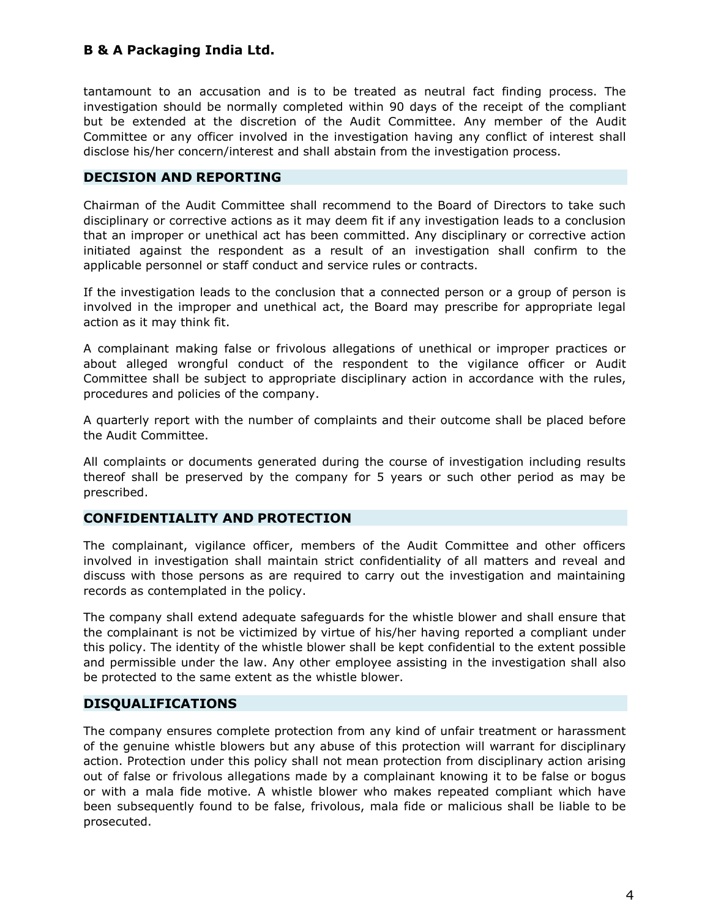tantamount to an accusation and is to be treated as neutral fact finding process. The investigation should be normally completed within 90 days of the receipt of the compliant but be extended at the discretion of the Audit Committee. Any member of the Audit Committee or any officer involved in the investigation having any conflict of interest shall disclose his/her concern/interest and shall abstain from the investigation process.

## DECISION AND REPORTING

Chairman of the Audit Committee shall recommend to the Board of Directors to take such disciplinary or corrective actions as it may deem fit if any investigation leads to a conclusion that an improper or unethical act has been committed. Any disciplinary or corrective action initiated against the respondent as a result of an investigation shall confirm to the applicable personnel or staff conduct and service rules or contracts.

If the investigation leads to the conclusion that a connected person or a group of person is involved in the improper and unethical act, the Board may prescribe for appropriate legal action as it may think fit.

A complainant making false or frivolous allegations of unethical or improper practices or about alleged wrongful conduct of the respondent to the vigilance officer or Audit Committee shall be subject to appropriate disciplinary action in accordance with the rules, procedures and policies of the company.

A quarterly report with the number of complaints and their outcome shall be placed before the Audit Committee.

All complaints or documents generated during the course of investigation including results thereof shall be preserved by the company for 5 years or such other period as may be prescribed.

## CONFIDENTIALITY AND PROTECTION

The complainant, vigilance officer, members of the Audit Committee and other officers involved in investigation shall maintain strict confidentiality of all matters and reveal and discuss with those persons as are required to carry out the investigation and maintaining records as contemplated in the policy.

The company shall extend adequate safeguards for the whistle blower and shall ensure that the complainant is not be victimized by virtue of his/her having reported a compliant under this policy. The identity of the whistle blower shall be kept confidential to the extent possible and permissible under the law. Any other employee assisting in the investigation shall also be protected to the same extent as the whistle blower.

## DISQUALIFICATIONS

The company ensures complete protection from any kind of unfair treatment or harassment of the genuine whistle blowers but any abuse of this protection will warrant for disciplinary action. Protection under this policy shall not mean protection from disciplinary action arising out of false or frivolous allegations made by a complainant knowing it to be false or bogus or with a mala fide motive. A whistle blower who makes repeated compliant which have been subsequently found to be false, frivolous, mala fide or malicious shall be liable to be prosecuted.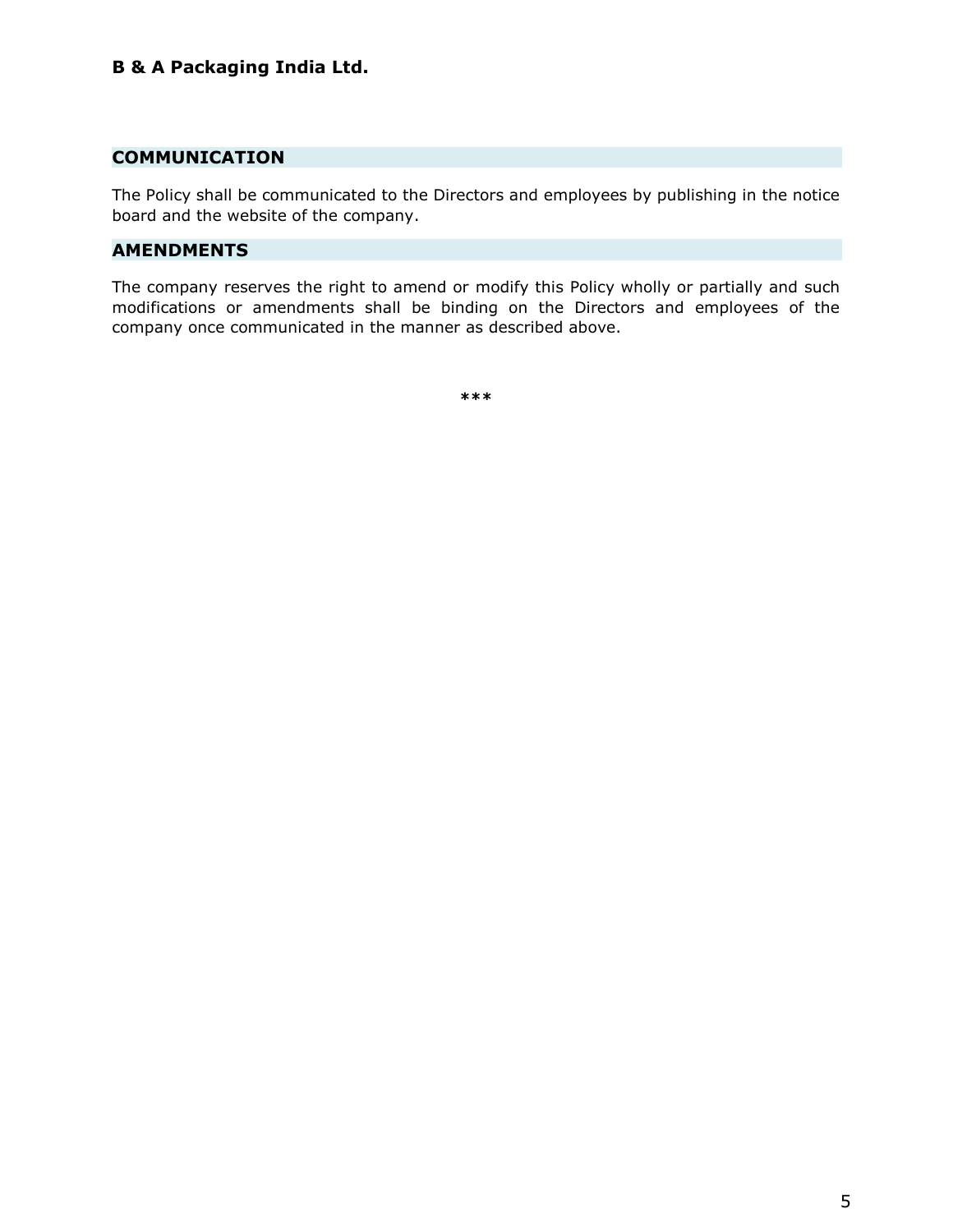## COMMUNICATION

The Policy shall be communicated to the Directors and employees by publishing in the notice board and the website of the company.

## AMENDMENTS

The company reserves the right to amend or modify this Policy wholly or partially and such modifications or amendments shall be binding on the Directors and employees of the company once communicated in the manner as described above.

***